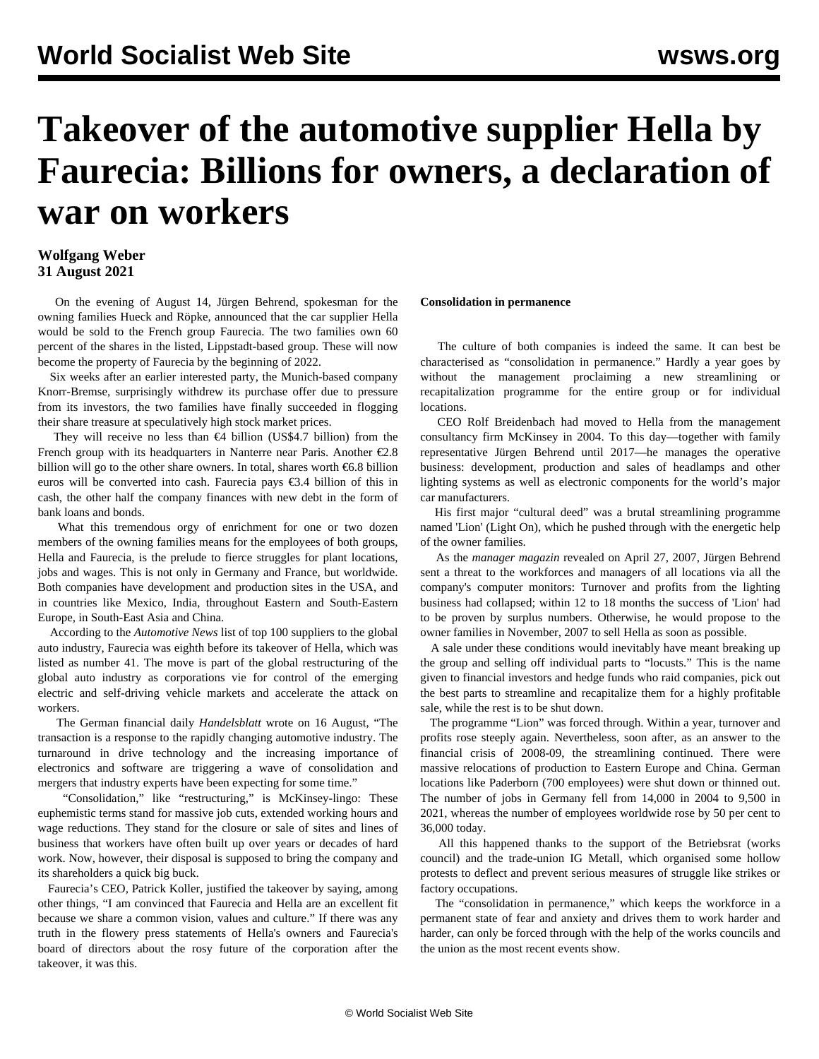# Takeover of the automotive supplier Hella by Faurecia: Billions for owners, a declaration of war on workers

**Wolfgang Weber**
**31 August 2021**

On the evening of August 14, Jürgen Behrend, spokesman for the owning families Hueck and Röpke, announced that the car supplier Hella would be sold to the French group Faurecia. The two families own 60 percent of the shares in the listed, Lippstadt-based group. These will now become the property of Faurecia by the beginning of 2022.

Six weeks after an earlier interested party, the Munich-based company Knorr-Bremse, surprisingly withdrew its purchase offer due to pressure from its investors, the two families have finally succeeded in flogging their share treasure at speculatively high stock market prices.

They will receive no less than €4 billion (US$4.7 billion) from the French group with its headquarters in Nanterre near Paris. Another €2.8 billion will go to the other share owners. In total, shares worth €6.8 billion euros will be converted into cash. Faurecia pays €3.4 billion of this in cash, the other half the company finances with new debt in the form of bank loans and bonds.

What this tremendous orgy of enrichment for one or two dozen members of the owning families means for the employees of both groups, Hella and Faurecia, is the prelude to fierce struggles for plant locations, jobs and wages. This is not only in Germany and France, but worldwide. Both companies have development and production sites in the USA, and in countries like Mexico, India, throughout Eastern and South-Eastern Europe, in South-East Asia and China.

According to the *Automotive News* list of top 100 suppliers to the global auto industry, Faurecia was eighth before its takeover of Hella, which was listed as number 41. The move is part of the global restructuring of the global auto industry as corporations vie for control of the emerging electric and self-driving vehicle markets and accelerate the attack on workers.

The German financial daily *Handelsblatt* wrote on 16 August, "The transaction is a response to the rapidly changing automotive industry. The turnaround in drive technology and the increasing importance of electronics and software are triggering a wave of consolidation and mergers that industry experts have been expecting for some time."

"Consolidation," like "restructuring," is McKinsey-lingo: These euphemistic terms stand for massive job cuts, extended working hours and wage reductions. They stand for the closure or sale of sites and lines of business that workers have often built up over years or decades of hard work. Now, however, their disposal is supposed to bring the company and its shareholders a quick big buck.

Faurecia's CEO, Patrick Koller, justified the takeover by saying, among other things, "I am convinced that Faurecia and Hella are an excellent fit because we share a common vision, values and culture." If there was any truth in the flowery press statements of Hella's owners and Faurecia's board of directors about the rosy future of the corporation after the takeover, it was this.

**Consolidation in permanence**

The culture of both companies is indeed the same. It can best be characterised as "consolidation in permanence." Hardly a year goes by without the management proclaiming a new streamlining or recapitalization programme for the entire group or for individual locations.

CEO Rolf Breidenbach had moved to Hella from the management consultancy firm McKinsey in 2004. To this day—together with family representative Jürgen Behrend until 2017—he manages the operative business: development, production and sales of headlamps and other lighting systems as well as electronic components for the world's major car manufacturers.

His first major "cultural deed" was a brutal streamlining programme named 'Lion' (Light On), which he pushed through with the energetic help of the owner families.

As the *manager magazin* revealed on April 27, 2007, Jürgen Behrend sent a threat to the workforces and managers of all locations via all the company's computer monitors: Turnover and profits from the lighting business had collapsed; within 12 to 18 months the success of 'Lion' had to be proven by surplus numbers. Otherwise, he would propose to the owner families in November, 2007 to sell Hella as soon as possible.

A sale under these conditions would inevitably have meant breaking up the group and selling off individual parts to "locusts." This is the name given to financial investors and hedge funds who raid companies, pick out the best parts to streamline and recapitalize them for a highly profitable sale, while the rest is to be shut down.

The programme "Lion" was forced through. Within a year, turnover and profits rose steeply again. Nevertheless, soon after, as an answer to the financial crisis of 2008-09, the streamlining continued. There were massive relocations of production to Eastern Europe and China. German locations like Paderborn (700 employees) were shut down or thinned out. The number of jobs in Germany fell from 14,000 in 2004 to 9,500 in 2021, whereas the number of employees worldwide rose by 50 per cent to 36,000 today.

All this happened thanks to the support of the Betriebsrat (works council) and the trade-union IG Metall, which organised some hollow protests to deflect and prevent serious measures of struggle like strikes or factory occupations.

The "consolidation in permanence," which keeps the workforce in a permanent state of fear and anxiety and drives them to work harder and harder, can only be forced through with the help of the works councils and the union as the most recent events show.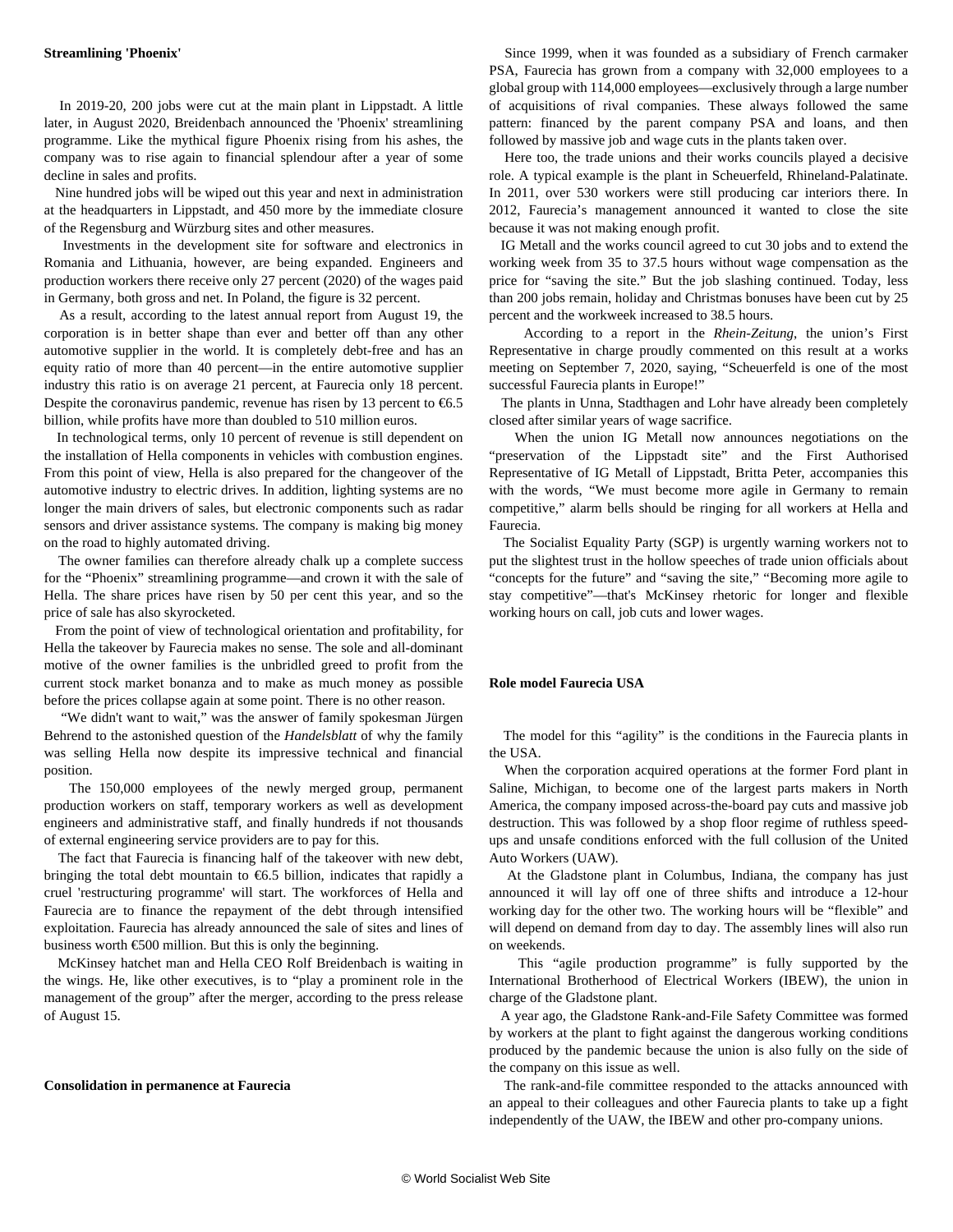**Streamlining 'Phoenix'**

In 2019-20, 200 jobs were cut at the main plant in Lippstadt. A little later, in August 2020, Breidenbach announced the 'Phoenix' streamlining programme. Like the mythical figure Phoenix rising from his ashes, the company was to rise again to financial splendour after a year of some decline in sales and profits.

Nine hundred jobs will be wiped out this year and next in administration at the headquarters in Lippstadt, and 450 more by the immediate closure of the Regensburg and Würzburg sites and other measures.

Investments in the development site for software and electronics in Romania and Lithuania, however, are being expanded. Engineers and production workers there receive only 27 percent (2020) of the wages paid in Germany, both gross and net. In Poland, the figure is 32 percent.

As a result, according to the latest annual report from August 19, the corporation is in better shape than ever and better off than any other automotive supplier in the world. It is completely debt-free and has an equity ratio of more than 40 percent—in the entire automotive supplier industry this ratio is on average 21 percent, at Faurecia only 18 percent. Despite the coronavirus pandemic, revenue has risen by 13 percent to €6.5 billion, while profits have more than doubled to 510 million euros.

In technological terms, only 10 percent of revenue is still dependent on the installation of Hella components in vehicles with combustion engines. From this point of view, Hella is also prepared for the changeover of the automotive industry to electric drives. In addition, lighting systems are no longer the main drivers of sales, but electronic components such as radar sensors and driver assistance systems. The company is making big money on the road to highly automated driving.

The owner families can therefore already chalk up a complete success for the "Phoenix" streamlining programme—and crown it with the sale of Hella. The share prices have risen by 50 per cent this year, and so the price of sale has also skyrocketed.

From the point of view of technological orientation and profitability, for Hella the takeover by Faurecia makes no sense. The sole and all-dominant motive of the owner families is the unbridled greed to profit from the current stock market bonanza and to make as much money as possible before the prices collapse again at some point. There is no other reason.

"We didn't want to wait," was the answer of family spokesman Jürgen Behrend to the astonished question of the *Handelsblatt* of why the family was selling Hella now despite its impressive technical and financial position.

The 150,000 employees of the newly merged group, permanent production workers on staff, temporary workers as well as development engineers and administrative staff, and finally hundreds if not thousands of external engineering service providers are to pay for this.

The fact that Faurecia is financing half of the takeover with new debt, bringing the total debt mountain to €6.5 billion, indicates that rapidly a cruel 'restructuring programme' will start. The workforces of Hella and Faurecia are to finance the repayment of the debt through intensified exploitation. Faurecia has already announced the sale of sites and lines of business worth €500 million. But this is only the beginning.

McKinsey hatchet man and Hella CEO Rolf Breidenbach is waiting in the wings. He, like other executives, is to "play a prominent role in the management of the group" after the merger, according to the press release of August 15.

**Consolidation in permanence at Faurecia**

Since 1999, when it was founded as a subsidiary of French carmaker PSA, Faurecia has grown from a company with 32,000 employees to a global group with 114,000 employees—exclusively through a large number of acquisitions of rival companies. These always followed the same pattern: financed by the parent company PSA and loans, and then followed by massive job and wage cuts in the plants taken over.

Here too, the trade unions and their works councils played a decisive role. A typical example is the plant in Scheuerfeld, Rhineland-Palatinate. In 2011, over 530 workers were still producing car interiors there. In 2012, Faurecia's management announced it wanted to close the site because it was not making enough profit.

IG Metall and the works council agreed to cut 30 jobs and to extend the working week from 35 to 37.5 hours without wage compensation as the price for "saving the site." But the job slashing continued. Today, less than 200 jobs remain, holiday and Christmas bonuses have been cut by 25 percent and the workweek increased to 38.5 hours.

According to a report in the *Rhein-Zeitung*, the union's First Representative in charge proudly commented on this result at a works meeting on September 7, 2020, saying, "Scheuerfeld is one of the most successful Faurecia plants in Europe!"

The plants in Unna, Stadthagen and Lohr have already been completely closed after similar years of wage sacrifice.

When the union IG Metall now announces negotiations on the "preservation of the Lippstadt site" and the First Authorised Representative of IG Metall of Lippstadt, Britta Peter, accompanies this with the words, "We must become more agile in Germany to remain competitive," alarm bells should be ringing for all workers at Hella and Faurecia.

The Socialist Equality Party (SGP) is urgently warning workers not to put the slightest trust in the hollow speeches of trade union officials about "concepts for the future" and "saving the site," "Becoming more agile to stay competitive"—that's McKinsey rhetoric for longer and flexible working hours on call, job cuts and lower wages.

**Role model Faurecia USA**

The model for this "agility" is the conditions in the Faurecia plants in the USA.

When the corporation acquired operations at the former Ford plant in Saline, Michigan, to become one of the largest parts makers in North America, the company imposed across-the-board pay cuts and massive job destruction. This was followed by a shop floor regime of ruthless speed-ups and unsafe conditions enforced with the full collusion of the United Auto Workers (UAW).

At the Gladstone plant in Columbus, Indiana, the company has just announced it will lay off one of three shifts and introduce a 12-hour working day for the other two. The working hours will be "flexible" and will depend on demand from day to day. The assembly lines will also run on weekends.

This "agile production programme" is fully supported by the International Brotherhood of Electrical Workers (IBEW), the union in charge of the Gladstone plant.

A year ago, the Gladstone Rank-and-File Safety Committee was formed by workers at the plant to fight against the dangerous working conditions produced by the pandemic because the union is also fully on the side of the company on this issue as well.

The rank-and-file committee responded to the attacks announced with an appeal to their colleagues and other Faurecia plants to take up a fight independently of the UAW, the IBEW and other pro-company unions.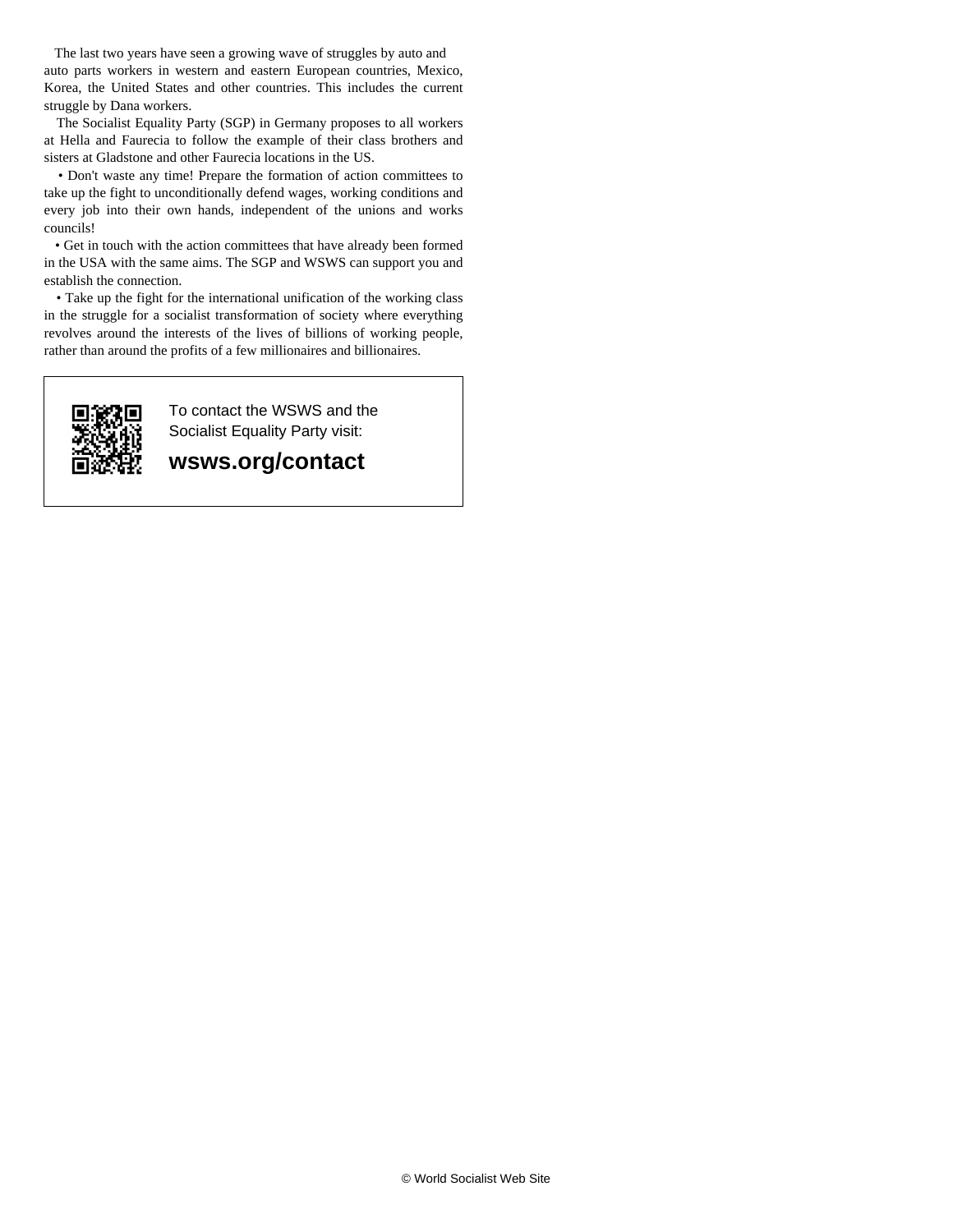The last two years have seen a growing wave of struggles by auto and auto parts workers in western and eastern European countries, Mexico, Korea, the United States and other countries. This includes the current struggle by Dana workers.

The Socialist Equality Party (SGP) in Germany proposes to all workers at Hella and Faurecia to follow the example of their class brothers and sisters at Gladstone and other Faurecia locations in the US.

- Don't waste any time! Prepare the formation of action committees to take up the fight to unconditionally defend wages, working conditions and every job into their own hands, independent of the unions and works councils!
- Get in touch with the action committees that have already been formed in the USA with the same aims. The SGP and WSWS can support you and establish the connection.
- Take up the fight for the international unification of the working class in the struggle for a socialist transformation of society where everything revolves around the interests of the lives of billions of working people, rather than around the profits of a few millionaires and billionaires.

To contact the WSWS and the Socialist Equality Party visit:

**wsws.org/contact**

© World Socialist Web Site